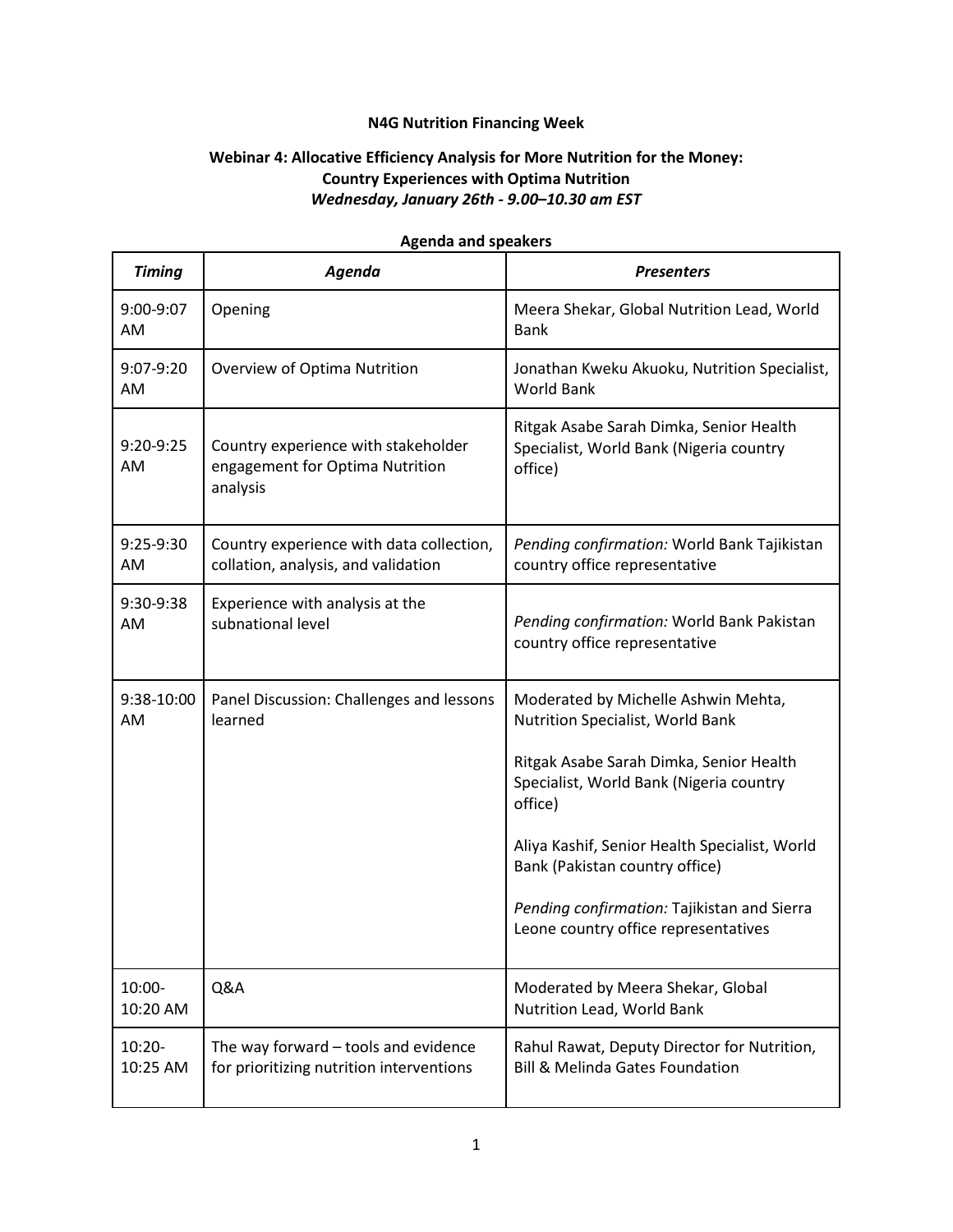**N4G Nutrition Financing Week**

**Webinar 4: Allocative Efficiency Analysis for More Nutrition for the Money: Country Experiences with Optima Nutrition**
***Wednesday, January 26th - 9.00–10.30 am EST***

**Agenda and speakers**

| ***Timing*** | ***Agenda*** | ***Presenters*** |
|---|---|---|
| 9:00-9:07 AM | Opening | Meera Shekar, Global Nutrition Lead, World Bank |
| 9:07-9:20 AM | Overview of Optima Nutrition | Jonathan Kweku Akuoku, Nutrition Specialist, World Bank |
| 9:20-9:25 AM | Country experience with stakeholder engagement for Optima Nutrition analysis | Ritgak Asabe Sarah Dimka, Senior Health Specialist, World Bank (Nigeria country office) |
| 9:25-9:30 AM | Country experience with data collection, collation, analysis, and validation | *Pending confirmation:* World Bank Tajikistan country office representative |
| 9:30-9:38 AM | Experience with analysis at the subnational level | *Pending confirmation:* World Bank Pakistan country office representative |
| 9:38-10:00 AM | Panel Discussion: Challenges and lessons learned | Moderated by Michelle Ashwin Mehta, Nutrition Specialist, World Bank<br><br>Ritgak Asabe Sarah Dimka, Senior Health Specialist, World Bank (Nigeria country office)<br><br>Aliya Kashif, Senior Health Specialist, World Bank (Pakistan country office)<br><br>*Pending confirmation:* Tajikistan and Sierra Leone country office representatives |
| 10:00-10:20 AM | Q&A | Moderated by Meera Shekar, Global Nutrition Lead, World Bank |
| 10:20-10:25 AM | The way forward – tools and evidence for prioritizing nutrition interventions | Rahul Rawat, Deputy Director for Nutrition, Bill & Melinda Gates Foundation |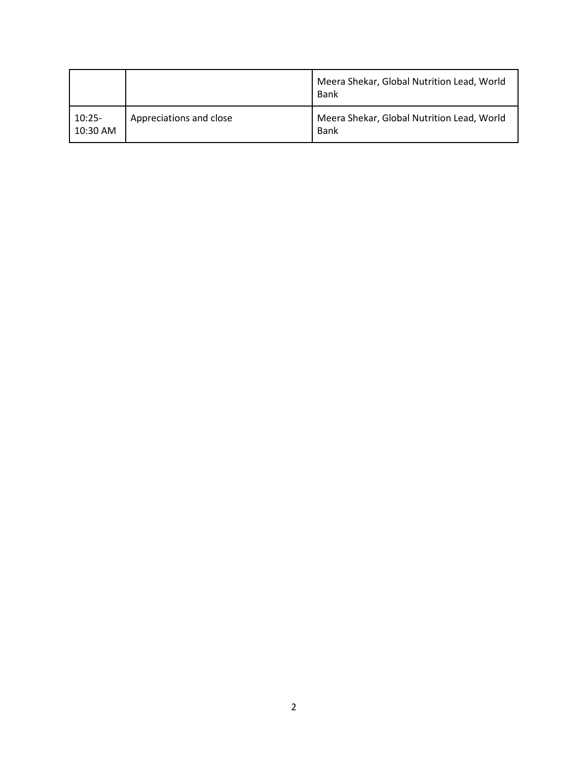| | | |
|---|---|---|
| | | Meera Shekar, Global Nutrition Lead, World Bank |
| 10:25-10:30 AM | Appreciations and close | Meera Shekar, Global Nutrition Lead, World Bank |